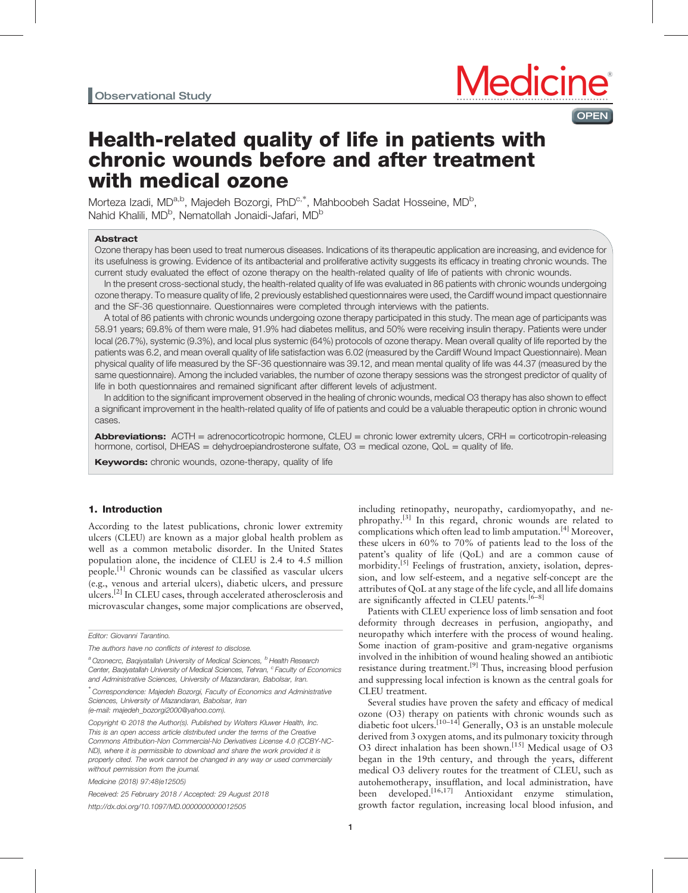Observational Study

# Health-related quality of life in patients with chronic wounds before and after treatment with medical ozone

Morteza Izadi, MD[a,b], Majedeh Bozorgi, PhD[c,*], Mahboobeh Sadat Hosseine, MD[b], Nahid Khalili, MD[b], Nematollah Jonaidi-Jafari, MD[b]

## Abstract

Ozone therapy has been used to treat numerous diseases. Indications of its therapeutic application are increasing, and evidence for its usefulness is growing. Evidence of its antibacterial and proliferative activity suggests its efficacy in treating chronic wounds. The current study evaluated the effect of ozone therapy on the health-related quality of life of patients with chronic wounds.

In the present cross-sectional study, the health-related quality of life was evaluated in 86 patients with chronic wounds undergoing ozone therapy. To measure quality of life, 2 previously established questionnaires were used, the Cardiff wound impact questionnaire and the SF-36 questionnaire. Questionnaires were completed through interviews with the patients.

A total of 86 patients with chronic wounds undergoing ozone therapy participated in this study. The mean age of participants was 58.91 years; 69.8% of them were male, 91.9% had diabetes mellitus, and 50% were receiving insulin therapy. Patients were under local (26.7%), systemic (9.3%), and local plus systemic (64%) protocols of ozone therapy. Mean overall quality of life reported by the patients was 6.2, and mean overall quality of life satisfaction was 6.02 (measured by the Cardiff Wound Impact Questionnaire). Mean physical quality of life measured by the SF-36 questionnaire was 39.12, and mean mental quality of life was 44.37 (measured by the same questionnaire). Among the included variables, the number of ozone therapy sessions was the strongest predictor of quality of life in both questionnaires and remained significant after different levels of adjustment.

In addition to the significant improvement observed in the healing of chronic wounds, medical O3 therapy has also shown to effect a significant improvement in the health-related quality of life of patients and could be a valuable therapeutic option in chronic wound cases.

**Abbreviations:** ACTH = adrenocorticotropic hormone, CLEU = chronic lower extremity ulcers, CRH = corticotropin-releasing hormone, cortisol, DHEAS = dehydroepiandrosterone sulfate, O3 = medical ozone, QoL = quality of life.

**Keywords:** chronic wounds, ozone-therapy, quality of life

## 1. Introduction

According to the latest publications, chronic lower extremity ulcers (CLEU) are known as a major global health problem as well as a common metabolic disorder. In the United States population alone, the incidence of CLEU is 2.4 to 4.5 million people.[1] Chronic wounds can be classified as vascular ulcers (e.g., venous and arterial ulcers), diabetic ulcers, and pressure ulcers.[2] In CLEU cases, through accelerated atherosclerosis and microvascular changes, some major complications are observed, including retinopathy, neuropathy, cardiomyopathy, and nephropathy.[3] In this regard, chronic wounds are related to complications which often lead to limb amputation.[4] Moreover, these ulcers in 60% to 70% of patients lead to the loss of the patent's quality of life (QoL) and are a common cause of morbidity.[5] Feelings of frustration, anxiety, isolation, depression, and low self-esteem, and a negative self-concept are the attributes of QoL at any stage of the life cycle, and all life domains are significantly affected in CLEU patents.[6–8]

Patients with CLEU experience loss of limb sensation and foot deformity through decreases in perfusion, angiopathy, and neuropathy which interfere with the process of wound healing. Some inaction of gram-positive and gram-negative organisms involved in the inhibition of wound healing showed an antibiotic resistance during treatment.[9] Thus, increasing blood perfusion and suppressing local infection is known as the central goals for CLEU treatment.

Several studies have proven the safety and efficacy of medical ozone (O3) therapy on patients with chronic wounds such as diabetic foot ulcers.[10–14] Generally, O3 is an unstable molecule derived from 3 oxygen atoms, and its pulmonary toxicity through O3 direct inhalation has been shown.[15] Medical usage of O3 began in the 19th century, and through the years, different medical O3 delivery routes for the treatment of CLEU, such as autohemotherapy, insufflation, and local administration, have been developed.[16,17] Antioxidant enzyme stimulation, growth factor regulation, increasing local blood infusion, and

---

Editor: Giovanni Tarantino.

The authors have no conflicts of interest to disclose.

[a] Ozonecrc, Baqiyatallah University of Medical Sciences, [b] Health Research Center, Baqiyatallah University of Medical Sciences, Tehran, [c] Faculty of Economics and Administrative Sciences, University of Mazandaran, Babolsar, Iran.

[*] Correspondence: Majedeh Bozorgi, Faculty of Economics and Administrative Sciences, University of Mazandaran, Babolsar, Iran (e-mail: majedeh_bozorgi2000@yahoo.com).

Copyright © 2018 the Author(s). Published by Wolters Kluwer Health, Inc. This is an open access article distributed under the terms of the Creative Commons Attribution-Non Commercial-No Derivatives License 4.0 (CCBY-NC-ND), where it is permissible to download and share the work provided it is properly cited. The work cannot be changed in any way or used commercially without permission from the journal.

Medicine (2018) 97:48(e12505)

Received: 25 February 2018 / Accepted: 29 August 2018

http://dx.doi.org/10.1097/MD.0000000000012505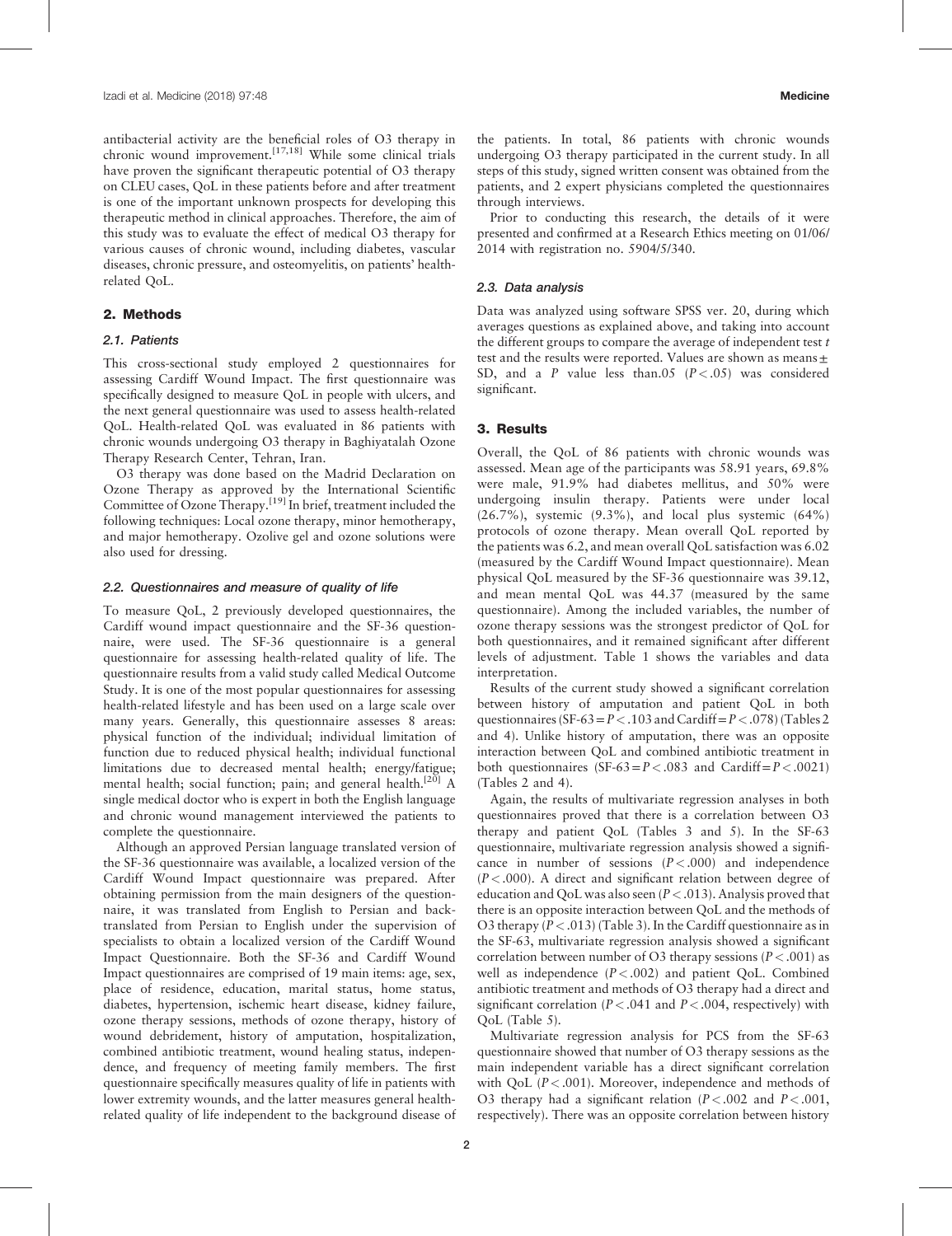antibacterial activity are the beneficial roles of O3 therapy in chronic wound improvement.[17,18] While some clinical trials have proven the significant therapeutic potential of O3 therapy on CLEU cases, QoL in these patients before and after treatment is one of the important unknown prospects for developing this therapeutic method in clinical approaches. Therefore, the aim of this study was to evaluate the effect of medical O3 therapy for various causes of chronic wound, including diabetes, vascular diseases, chronic pressure, and osteomyelitis, on patients' health-related QoL.

## 2. Methods

### 2.1. Patients

This cross-sectional study employed 2 questionnaires for assessing Cardiff Wound Impact. The first questionnaire was specifically designed to measure QoL in people with ulcers, and the next general questionnaire was used to assess health-related QoL. Health-related QoL was evaluated in 86 patients with chronic wounds undergoing O3 therapy in Baghiyatalah Ozone Therapy Research Center, Tehran, Iran.

O3 therapy was done based on the Madrid Declaration on Ozone Therapy as approved by the International Scientific Committee of Ozone Therapy.[19] In brief, treatment included the following techniques: Local ozone therapy, minor hemotherapy, and major hemotherapy. Ozolive gel and ozone solutions were also used for dressing.

### 2.2. Questionnaires and measure of quality of life

To measure QoL, 2 previously developed questionnaires, the Cardiff wound impact questionnaire and the SF-36 questionnaire, were used. The SF-36 questionnaire is a general questionnaire for assessing health-related quality of life. The questionnaire results from a valid study called Medical Outcome Study. It is one of the most popular questionnaires for assessing health-related lifestyle and has been used on a large scale over many years. Generally, this questionnaire assesses 8 areas: physical function of the individual; individual limitation of function due to reduced physical health; individual functional limitations due to decreased mental health; energy/fatigue; mental health; social function; pain; and general health.[20] A single medical doctor who is expert in both the English language and chronic wound management interviewed the patients to complete the questionnaire.

Although an approved Persian language translated version of the SF-36 questionnaire was available, a localized version of the Cardiff Wound Impact questionnaire was prepared. After obtaining permission from the main designers of the questionnaire, it was translated from English to Persian and back-translated from Persian to English under the supervision of specialists to obtain a localized version of the Cardiff Wound Impact Questionnaire. Both the SF-36 and Cardiff Wound Impact questionnaires are comprised of 19 main items: age, sex, place of residence, education, marital status, home status, diabetes, hypertension, ischemic heart disease, kidney failure, ozone therapy sessions, methods of ozone therapy, history of wound debridement, history of amputation, hospitalization, combined antibiotic treatment, wound healing status, independence, and frequency of meeting family members. The first questionnaire specifically measures quality of life in patients with lower extremity wounds, and the latter measures general health-related quality of life independent to the background disease of the patients. In total, 86 patients with chronic wounds undergoing O3 therapy participated in the current study. In all steps of this study, signed written consent was obtained from the patients, and 2 expert physicians completed the questionnaires through interviews.

Prior to conducting this research, the details of it were presented and confirmed at a Research Ethics meeting on 01/06/2014 with registration no. 5904/5/340.

### 2.3. Data analysis

Data was analyzed using software SPSS ver. 20, during which averages questions as explained above, and taking into account the different groups to compare the average of independent test $t$ test and the results were reported. Values are shown as means ± SD, and a $P$ value less than.05 ($P<.05$) was considered significant.

## 3. Results

Overall, the QoL of 86 patients with chronic wounds was assessed. Mean age of the participants was 58.91 years, 69.8% were male, 91.9% had diabetes mellitus, and 50% were undergoing insulin therapy. Patients were under local (26.7%), systemic (9.3%), and local plus systemic (64%) protocols of ozone therapy. Mean overall QoL reported by the patients was 6.2, and mean overall QoL satisfaction was 6.02 (measured by the Cardiff Wound Impact questionnaire). Mean physical QoL measured by the SF-36 questionnaire was 39.12, and mean mental QoL was 44.37 (measured by the same questionnaire). Among the included variables, the number of ozone therapy sessions was the strongest predictor of QoL for both questionnaires, and it remained significant after different levels of adjustment. Table 1 shows the variables and data interpretation.

Results of the current study showed a significant correlation between history of amputation and patient QoL in both questionnaires (SF-63 = $P<.103$ and Cardiff = $P<.078$) (Tables 2 and 4). Unlike history of amputation, there was an opposite interaction between QoL and combined antibiotic treatment in both questionnaires (SF-63 = $P<.083$ and Cardiff = $P<.0021$) (Tables 2 and 4).

Again, the results of multivariate regression analyses in both questionnaires proved that there is a correlation between O3 therapy and patient QoL (Tables 3 and 5). In the SF-63 questionnaire, multivariate regression analysis showed a significance in number of sessions ($P<.000$) and independence ($P<.000$). A direct and significant relation between degree of education and QoL was also seen ($P<.013$). Analysis proved that there is an opposite interaction between QoL and the methods of O3 therapy ($P<.013$) (Table 3). In the Cardiff questionnaire as in the SF-63, multivariate regression analysis showed a significant correlation between number of O3 therapy sessions ($P<.001$) as well as independence ($P<.002$) and patient QoL. Combined antibiotic treatment and methods of O3 therapy had a direct and significant correlation ($P<.041$ and $P<.004$, respectively) with QoL (Table 5).

Multivariate regression analysis for PCS from the SF-63 questionnaire showed that number of O3 therapy sessions as the main independent variable has a direct significant correlation with QoL ($P<.001$). Moreover, independence and methods of O3 therapy had a significant relation ($P<.002$ and $P<.001$, respectively). There was an opposite correlation between history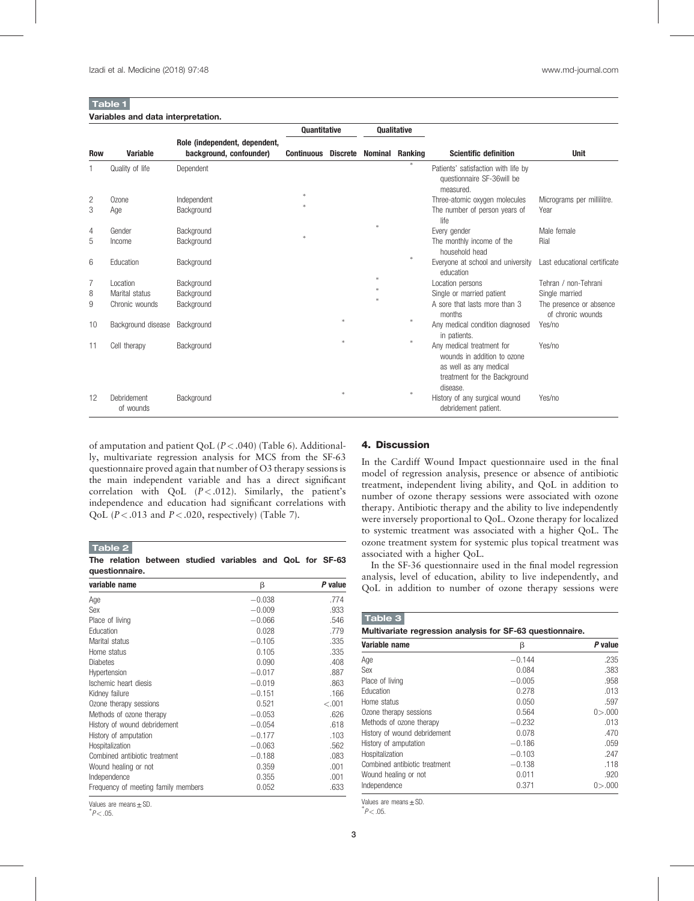**Table 1**

**Variables and data interpretation.**

| Row | Variable | Role (independent, dependent, background, confounder) | Quantitative | | Qualitative | | Scientific definition | Unit |
|---|---|---|---|---|---|---|---|---|
| | | | Continuous | Discrete | Nominal | Ranking | | |
| 1 | Quality of life | Dependent | | | | * | Patients' satisfaction with life by questionnaire SF-36will be measured. | |
| 2 | Ozone | Independent | * | | | | Three-atomic oxygen molecules | Micrograms per millilitre. |
| 3 | Age | Background | * | | | | The number of person years of life | Year |
| 4 | Gender | Background | | | * | | Every gender | Male female |
| 5 | Income | Background | * | | | | The monthly income of the household head | Rial |
| 6 | Education | Background | | | | * | Everyone at school and university education | Last educational certificate |
| 7 | Location | Background | | | * | | Location persons | Tehran / non-Tehrani |
| 8 | Marital status | Background | | | * | | Single or married patient | Single married |
| 9 | Chronic wounds | Background | | | * | | A sore that lasts more than 3 months | The presence or absence of chronic wounds |
| 10 | Background disease | Background | | * | | * | Any medical condition diagnosed in patients. | Yes/no |
| 11 | Cell therapy | Background | | * | | * | Any medical treatment for wounds in addition to ozone as well as any medical treatment for the Background disease. | Yes/no |
| 12 | Debridement of wounds | Background | | * | | * | History of any surgical wound debridement patient. | Yes/no |

of amputation and patient QoL ($P < .040$) (Table 6). Additionally, multivariate regression analysis for MCS from the SF-63 questionnaire proved again that number of O3 therapy sessions is the main independent variable and has a direct significant correlation with QoL ($P < .012$). Similarly, the patient's independence and education had significant correlations with QoL ($P < .013$ and $P < .020$, respectively) (Table 7).

**Table 2**

**The relation between studied variables and QoL for SF-63 questionnaire.**

| variable name | β | P value |
|---|---|---|
| Age | −0.038 | .774 |
| Sex | −0.009 | .933 |
| Place of living | −0.066 | .546 |
| Education | 0.028 | .779 |
| Marital status | −0.105 | .335 |
| Home status | 0.105 | .335 |
| Diabetes | 0.090 | .408 |
| Hypertension | −0.017 | .887 |
| Ischemic heart diesis | −0.019 | .863 |
| Kidney failure | −0.151 | .166 |
| Ozone therapy sessions | 0.521 | <.001 |
| Methods of ozone therapy | −0.053 | .626 |
| History of wound debridement | −0.054 | .618 |
| History of amputation | −0.177 | .103 |
| Hospitalization | −0.063 | .562 |
| Combined antibiotic treatment | −0.188 | .083 |
| Wound healing or not | 0.359 | .001 |
| Independence | 0.355 | .001 |
| Frequency of meeting family members | 0.052 | .633 |

Values are means ± SD.
*$P < .05$.

## 4. Discussion

In the Cardiff Wound Impact questionnaire used in the final model of regression analysis, presence or absence of antibiotic treatment, independent living ability, and QoL in addition to number of ozone therapy sessions were associated with ozone therapy. Antibiotic therapy and the ability to live independently were inversely proportional to QoL. Ozone therapy for localized to systemic treatment was associated with a higher QoL. The ozone treatment system for systemic plus topical treatment was associated with a higher QoL.

In the SF-36 questionnaire used in the final model regression analysis, level of education, ability to live independently, and QoL in addition to number of ozone therapy sessions were

**Table 3**

**Multivariate regression analysis for SF-63 questionnaire.**

| Variable name | β | P value |
|---|---|---|
| Age | −0.144 | .235 |
| Sex | 0.084 | .383 |
| Place of living | −0.005 | .958 |
| Education | 0.278 | .013 |
| Home status | 0.050 | .597 |
| Ozone therapy sessions | 0.564 | 0>.000 |
| Methods of ozone therapy | −0.232 | .013 |
| History of wound debridement | 0.078 | .470 |
| History of amputation | −0.186 | .059 |
| Hospitalization | −0.103 | .247 |
| Combined antibiotic treatment | −0.138 | .118 |
| Wound healing or not | 0.011 | .920 |
| Independence | 0.371 | 0>.000 |

Values are means ± SD.
*$P < .05$.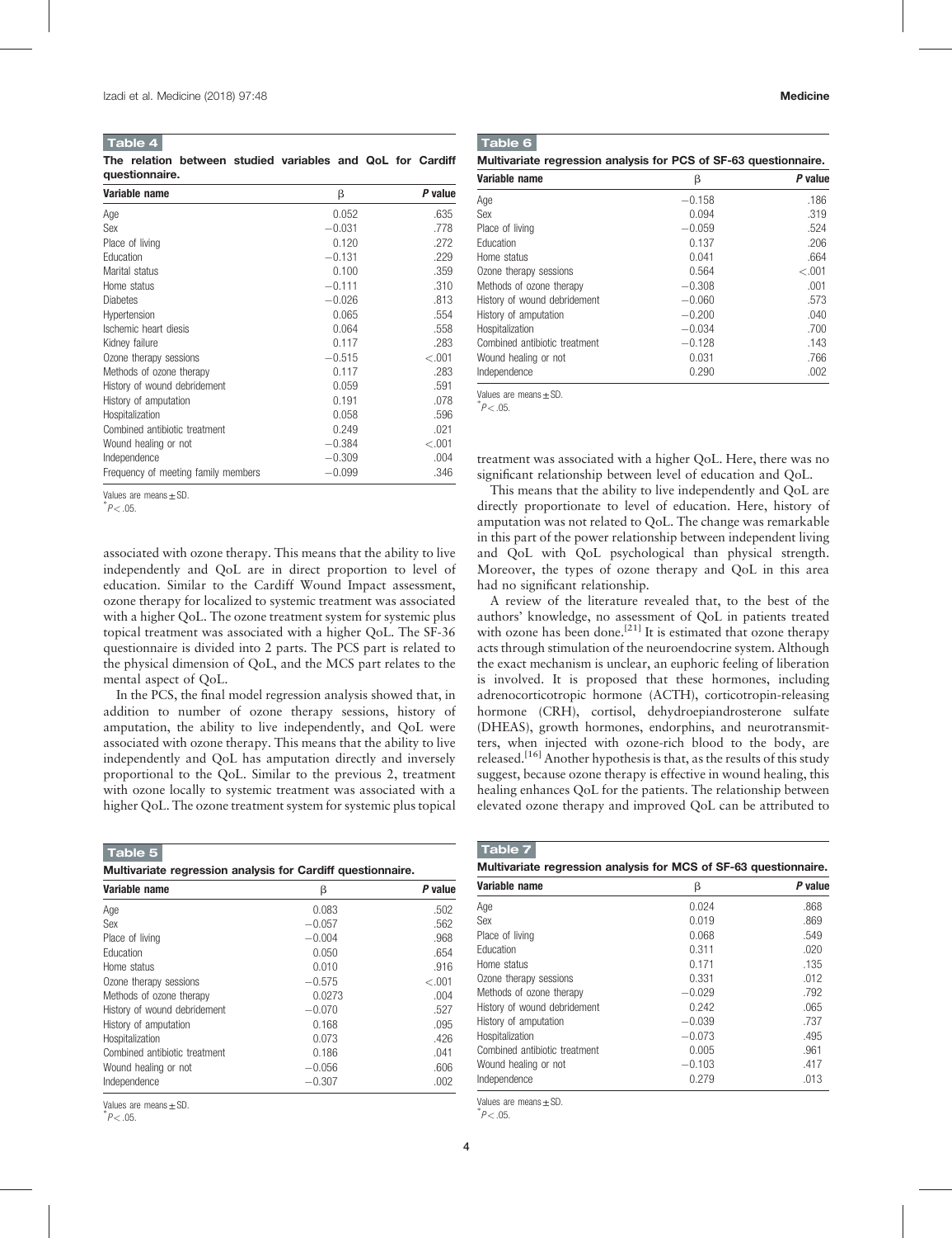**Table 4**

**The relation between studied variables and QoL for Cardiff questionnaire.**

| Variable name | β | P value |
|---|---|---|
| Age | 0.052 | .635 |
| Sex | −0.031 | .778 |
| Place of living | 0.120 | .272 |
| Education | −0.131 | .229 |
| Marital status | 0.100 | .359 |
| Home status | −0.111 | .310 |
| Diabetes | −0.026 | .813 |
| Hypertension | 0.065 | .554 |
| Ischemic heart diesis | 0.064 | .558 |
| Kidney failure | 0.117 | .283 |
| Ozone therapy sessions | −0.515 | <.001 |
| Methods of ozone therapy | 0.117 | .283 |
| History of wound debridement | 0.059 | .591 |
| History of amputation | 0.191 | .078 |
| Hospitalization | 0.058 | .596 |
| Combined antibiotic treatment | 0.249 | .021 |
| Wound healing or not | −0.384 | <.001 |
| Independence | −0.309 | .004 |
| Frequency of meeting family members | −0.099 | .346 |

Values are means ± SD.
*$P < .05$.

associated with ozone therapy. This means that the ability to live independently and QoL are in direct proportion to level of education. Similar to the Cardiff Wound Impact assessment, ozone therapy for localized to systemic treatment was associated with a higher QoL. The ozone treatment system for systemic plus topical treatment was associated with a higher QoL. The SF-36 questionnaire is divided into 2 parts. The PCS part is related to the physical dimension of QoL, and the MCS part relates to the mental aspect of QoL.

In the PCS, the final model regression analysis showed that, in addition to number of ozone therapy sessions, history of amputation, the ability to live independently, and QoL were associated with ozone therapy. This means that the ability to live independently and QoL has amputation directly and inversely proportional to the QoL. Similar to the previous 2, treatment with ozone locally to systemic treatment was associated with a higher QoL. The ozone treatment system for systemic plus topical treatment was associated with a higher QoL. Here, there was no significant relationship between level of education and QoL.

This means that the ability to live independently and QoL are directly proportionate to level of education. Here, history of amputation was not related to QoL. The change was remarkable in this part of the power relationship between independent living and QoL with QoL psychological than physical strength. Moreover, the types of ozone therapy and QoL in this area had no significant relationship.

A review of the literature revealed that, to the best of the authors' knowledge, no assessment of QoL in patients treated with ozone has been done.[21] It is estimated that ozone therapy acts through stimulation of the neuroendocrine system. Although the exact mechanism is unclear, an euphoric feeling of liberation is involved. It is proposed that these hormones, including adrenocorticotropic hormone (ACTH), corticotropin-releasing hormone (CRH), cortisol, dehydroepiandrosterone sulfate (DHEAS), growth hormones, endorphins, and neurotransmitters, when injected with ozone-rich blood to the body, are released.[16] Another hypothesis is that, as the results of this study suggest, because ozone therapy is effective in wound healing, this healing enhances QoL for the patients. The relationship between elevated ozone therapy and improved QoL can be attributed to

**Table 5**

**Multivariate regression analysis for Cardiff questionnaire.**

| Variable name | β | P value |
|---|---|---|
| Age | 0.083 | .502 |
| Sex | −0.057 | .562 |
| Place of living | −0.004 | .968 |
| Education | 0.050 | .654 |
| Home status | 0.010 | .916 |
| Ozone therapy sessions | −0.575 | <.001 |
| Methods of ozone therapy | 0.0273 | .004 |
| History of wound debridement | −0.070 | .527 |
| History of amputation | 0.168 | .095 |
| Hospitalization | 0.073 | .426 |
| Combined antibiotic treatment | 0.186 | .041 |
| Wound healing or not | −0.056 | .606 |
| Independence | −0.307 | .002 |

Values are means ± SD.
*$P < .05$.

**Table 6**

**Multivariate regression analysis for PCS of SF-63 questionnaire.**

| Variable name | β | P value |
|---|---|---|
| Age | −0.158 | .186 |
| Sex | 0.094 | .319 |
| Place of living | −0.059 | .524 |
| Education | 0.137 | .206 |
| Home status | 0.041 | .664 |
| Ozone therapy sessions | 0.564 | <.001 |
| Methods of ozone therapy | −0.308 | .001 |
| History of wound debridement | −0.060 | .573 |
| History of amputation | −0.200 | .040 |
| Hospitalization | −0.034 | .700 |
| Combined antibiotic treatment | −0.128 | .143 |
| Wound healing or not | 0.031 | .766 |
| Independence | 0.290 | .002 |

Values are means ± SD.
*$P < .05$.

**Table 7**

**Multivariate regression analysis for MCS of SF-63 questionnaire.**

| Variable name | β | P value |
|---|---|---|
| Age | 0.024 | .868 |
| Sex | 0.019 | .869 |
| Place of living | 0.068 | .549 |
| Education | 0.311 | .020 |
| Home status | 0.171 | .135 |
| Ozone therapy sessions | 0.331 | .012 |
| Methods of ozone therapy | −0.029 | .792 |
| History of wound debridement | 0.242 | .065 |
| History of amputation | −0.039 | .737 |
| Hospitalization | −0.073 | .495 |
| Combined antibiotic treatment | 0.005 | .961 |
| Wound healing or not | −0.103 | .417 |
| Independence | 0.279 | .013 |

Values are means ± SD.
*$P < .05$.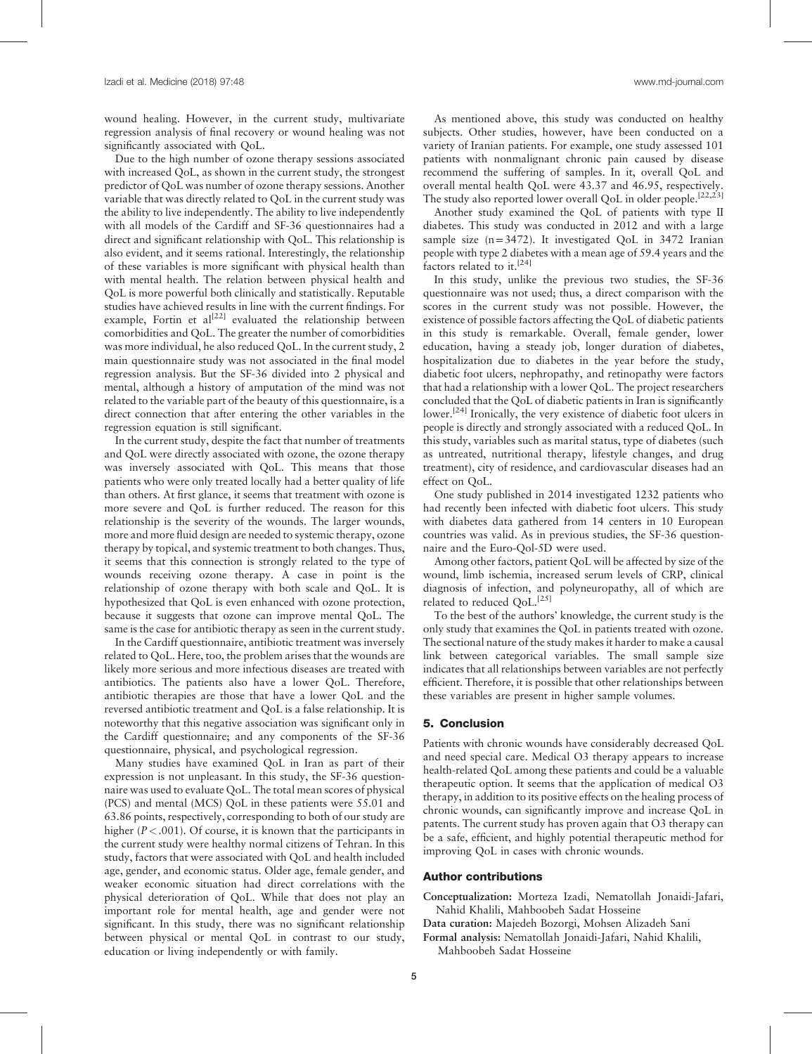wound healing. However, in the current study, multivariate regression analysis of final recovery or wound healing was not significantly associated with QoL.

Due to the high number of ozone therapy sessions associated with increased QoL, as shown in the current study, the strongest predictor of QoL was number of ozone therapy sessions. Another variable that was directly related to QoL in the current study was the ability to live independently. The ability to live independently with all models of the Cardiff and SF-36 questionnaires had a direct and significant relationship with QoL. This relationship is also evident, and it seems rational. Interestingly, the relationship of these variables is more significant with physical health than with mental health. The relation between physical health and QoL is more powerful both clinically and statistically. Reputable studies have achieved results in line with the current findings. For example, Fortin et al[22] evaluated the relationship between comorbidities and QoL. The greater the number of comorbidities was more individual, he also reduced QoL. In the current study, 2 main questionnaire study was not associated in the final model regression analysis. But the SF-36 divided into 2 physical and mental, although a history of amputation of the mind was not related to the variable part of the beauty of this questionnaire, is a direct connection that after entering the other variables in the regression equation is still significant.

In the current study, despite the fact that number of treatments and QoL were directly associated with ozone, the ozone therapy was inversely associated with QoL. This means that those patients who were only treated locally had a better quality of life than others. At first glance, it seems that treatment with ozone is more severe and QoL is further reduced. The reason for this relationship is the severity of the wounds. The larger wounds, more and more fluid design are needed to systemic therapy, ozone therapy by topical, and systemic treatment to both changes. Thus, it seems that this connection is strongly related to the type of wounds receiving ozone therapy. A case in point is the relationship of ozone therapy with both scale and QoL. It is hypothesized that QoL is even enhanced with ozone protection, because it suggests that ozone can improve mental QoL. The same is the case for antibiotic therapy as seen in the current study.

In the Cardiff questionnaire, antibiotic treatment was inversely related to QoL. Here, too, the problem arises that the wounds are likely more serious and more infectious diseases are treated with antibiotics. The patients also have a lower QoL. Therefore, antibiotic therapies are those that have a lower QoL and the reversed antibiotic treatment and QoL is a false relationship. It is noteworthy that this negative association was significant only in the Cardiff questionnaire; and any components of the SF-36 questionnaire, physical, and psychological regression.

Many studies have examined QoL in Iran as part of their expression is not unpleasant. In this study, the SF-36 questionnaire was used to evaluate QoL. The total mean scores of physical (PCS) and mental (MCS) QoL in these patients were 55.01 and 63.86 points, respectively, corresponding to both of our study are higher ($P < .001$). Of course, it is known that the participants in the current study were healthy normal citizens of Tehran. In this study, factors that were associated with QoL and health included age, gender, and economic status. Older age, female gender, and weaker economic situation had direct correlations with the physical deterioration of QoL. While that does not play an important role for mental health, age and gender were not significant. In this study, there was no significant relationship between physical or mental QoL in contrast to our study, education or living independently or with family.

As mentioned above, this study was conducted on healthy subjects. Other studies, however, have been conducted on a variety of Iranian patients. For example, one study assessed 101 patients with nonmalignant chronic pain caused by disease recommend the suffering of samples. In it, overall QoL and overall mental health QoL were 43.37 and 46.95, respectively. The study also reported lower overall QoL in older people.[22,23]

Another study examined the QoL of patients with type II diabetes. This study was conducted in 2012 and with a large sample size (n = 3472). It investigated QoL in 3472 Iranian people with type 2 diabetes with a mean age of 59.4 years and the factors related to it.[24]

In this study, unlike the previous two studies, the SF-36 questionnaire was not used; thus, a direct comparison with the scores in the current study was not possible. However, the existence of possible factors affecting the QoL of diabetic patients in this study is remarkable. Overall, female gender, lower education, having a steady job, longer duration of diabetes, hospitalization due to diabetes in the year before the study, diabetic foot ulcers, nephropathy, and retinopathy were factors that had a relationship with a lower QoL. The project researchers concluded that the QoL of diabetic patients in Iran is significantly lower.[24] Ironically, the very existence of diabetic foot ulcers in people is directly and strongly associated with a reduced QoL. In this study, variables such as marital status, type of diabetes (such as untreated, nutritional therapy, lifestyle changes, and drug treatment), city of residence, and cardiovascular diseases had an effect on QoL.

One study published in 2014 investigated 1232 patients who had recently been infected with diabetic foot ulcers. This study with diabetes data gathered from 14 centers in 10 European countries was valid. As in previous studies, the SF-36 questionnaire and the Euro-Qol-5D were used.

Among other factors, patient QoL will be affected by size of the wound, limb ischemia, increased serum levels of CRP, clinical diagnosis of infection, and polyneuropathy, all of which are related to reduced QoL.[25]

To the best of the authors' knowledge, the current study is the only study that examines the QoL in patients treated with ozone. The sectional nature of the study makes it harder to make a causal link between categorical variables. The small sample size indicates that all relationships between variables are not perfectly efficient. Therefore, it is possible that other relationships between these variables are present in higher sample volumes.

## 5. Conclusion

Patients with chronic wounds have considerably decreased QoL and need special care. Medical $O_3$ therapy appears to increase health-related QoL among these patients and could be a valuable therapeutic option. It seems that the application of medical $O_3$ therapy, in addition to its positive effects on the healing process of chronic wounds, can significantly improve and increase QoL in patents. The current study has proven again that $O_3$ therapy can be a safe, efficient, and highly potential therapeutic method for improving QoL in cases with chronic wounds.

## Author contributions

**Conceptualization:** Morteza Izadi, Nematollah Jonaidi-Jafari, Nahid Khalili, Mahboobeh Sadat Hosseine

**Data curation:** Majedeh Bozorgi, Mohsen Alizadeh Sani

**Formal analysis:** Nematollah Jonaidi-Jafari, Nahid Khalili, Mahboobeh Sadat Hosseine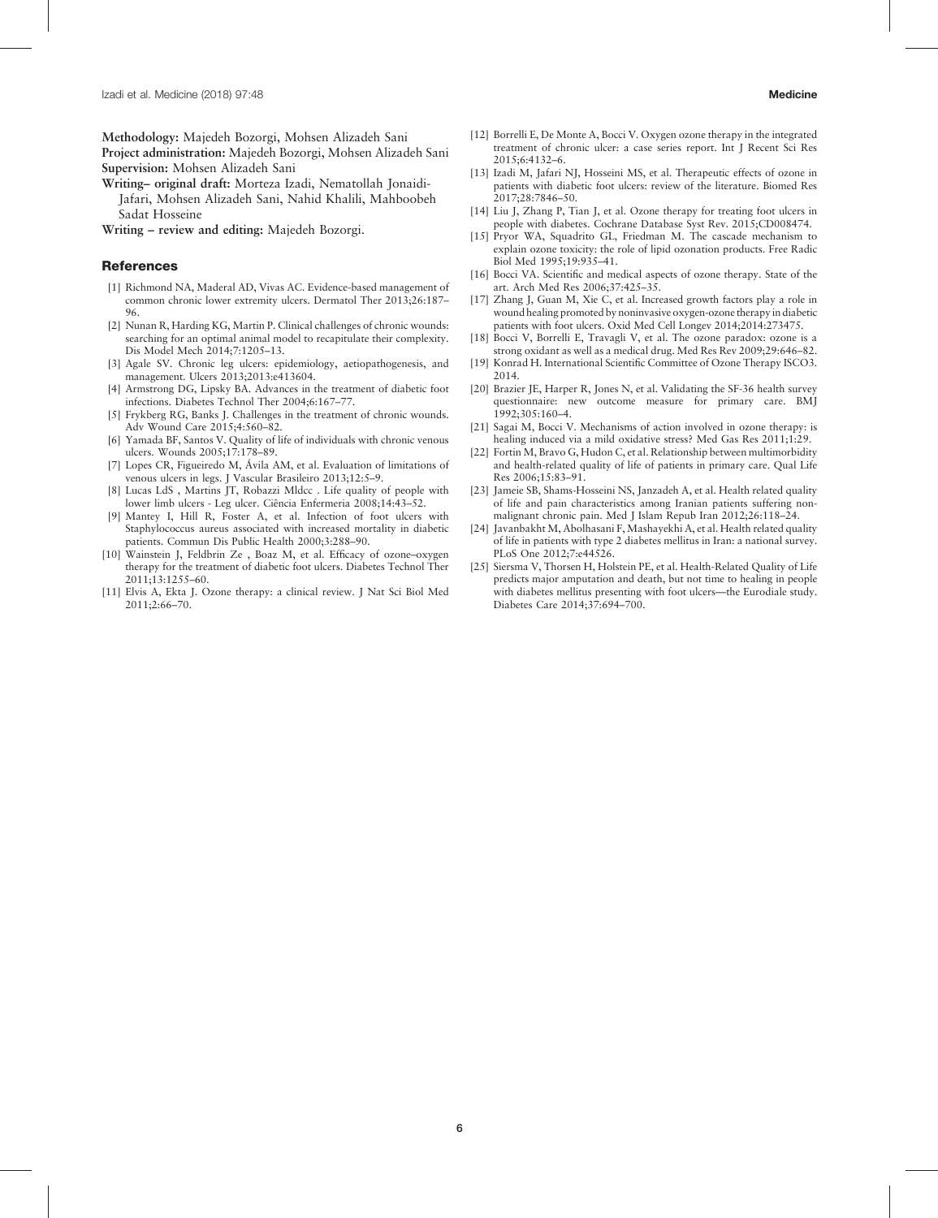**Methodology:** Majedeh Bozorgi, Mohsen Alizadeh Sani

**Project administration:** Majedeh Bozorgi, Mohsen Alizadeh Sani

**Supervision:** Mohsen Alizadeh Sani

**Writing– original draft:** Morteza Izadi, Nematollah Jonaidi-Jafari, Mohsen Alizadeh Sani, Nahid Khalili, Mahboobeh Sadat Hosseine

**Writing – review and editing:** Majedeh Bozorgi.

## References

[1] Richmond NA, Maderal AD, Vivas AC. Evidence-based management of common chronic lower extremity ulcers. Dermatol Ther 2013;26:187–96.

[2] Nunan R, Harding KG, Martin P. Clinical challenges of chronic wounds: searching for an optimal animal model to recapitulate their complexity. Dis Model Mech 2014;7:1205–13.

[3] Agale SV. Chronic leg ulcers: epidemiology, aetiopathogenesis, and management. Ulcers 2013;2013:e413604.

[4] Armstrong DG, Lipsky BA. Advances in the treatment of diabetic foot infections. Diabetes Technol Ther 2004;6:167–77.

[5] Frykberg RG, Banks J. Challenges in the treatment of chronic wounds. Adv Wound Care 2015;4:560–82.

[6] Yamada BF, Santos V. Quality of life of individuals with chronic venous ulcers. Wounds 2005;17:178–89.

[7] Lopes CR, Figueiredo M, Ávila AM, et al. Evaluation of limitations of venous ulcers in legs. J Vascular Brasileiro 2013;12:5–9.

[8] Lucas LdS , Martins JT, Robazzi Mldcc . Life quality of people with lower limb ulcers - Leg ulcer. Ciência Enfermeria 2008;14:43–52.

[9] Mantey I, Hill R, Foster A, et al. Infection of foot ulcers with Staphylococcus aureus associated with increased mortality in diabetic patients. Commun Dis Public Health 2000;3:288–90.

[10] Wainstein J, Feldbrin Ze , Boaz M, et al. Efficacy of ozone–oxygen therapy for the treatment of diabetic foot ulcers. Diabetes Technol Ther 2011;13:1255–60.

[11] Elvis A, Ekta J. Ozone therapy: a clinical review. J Nat Sci Biol Med 2011;2:66–70.

[12] Borrelli E, De Monte A, Bocci V. Oxygen ozone therapy in the integrated treatment of chronic ulcer: a case series report. Int J Recent Sci Res 2015;6:4132–6.

[13] Izadi M, Jafari NJ, Hosseini MS, et al. Therapeutic effects of ozone in patients with diabetic foot ulcers: review of the literature. Biomed Res 2017;28:7846–50.

[14] Liu J, Zhang P, Tian J, et al. Ozone therapy for treating foot ulcers in people with diabetes. Cochrane Database Syst Rev. 2015;CD008474.

[15] Pryor WA, Squadrito GL, Friedman M. The cascade mechanism to explain ozone toxicity: the role of lipid ozonation products. Free Radic Biol Med 1995;19:935–41.

[16] Bocci VA. Scientific and medical aspects of ozone therapy. State of the art. Arch Med Res 2006;37:425–35.

[17] Zhang J, Guan M, Xie C, et al. Increased growth factors play a role in wound healing promoted by noninvasive oxygen-ozone therapy in diabetic patients with foot ulcers. Oxid Med Cell Longev 2014;2014:273475.

[18] Bocci V, Borrelli E, Travagli V, et al. The ozone paradox: ozone is a strong oxidant as well as a medical drug. Med Res Rev 2009;29:646–82.

[19] Konrad H. International Scientific Committee of Ozone Therapy ISCO3. 2014.

[20] Brazier JE, Harper R, Jones N, et al. Validating the SF-36 health survey questionnaire: new outcome measure for primary care. BMJ 1992;305:160–4.

[21] Sagai M, Bocci V. Mechanisms of action involved in ozone therapy: is healing induced via a mild oxidative stress? Med Gas Res 2011;1:29.

[22] Fortin M, Bravo G, Hudon C, et al. Relationship between multimorbidity and health-related quality of life of patients in primary care. Qual Life Res 2006;15:83–91.

[23] Jameie SB, Shams-Hosseini NS, Janzadeh A, et al. Health related quality of life and pain characteristics among Iranian patients suffering non-malignant chronic pain. Med J Islam Repub Iran 2012;26:118–24.

[24] Javanbakht M, Abolhasani F, Mashayekhi A, et al. Health related quality of life in patients with type 2 diabetes mellitus in Iran: a national survey. PLoS One 2012;7:e44526.

[25] Siersma V, Thorsen H, Holstein PE, et al. Health-Related Quality of Life predicts major amputation and death, but not time to healing in people with diabetes mellitus presenting with foot ulcers—the Eurodiale study. Diabetes Care 2014;37:694–700.